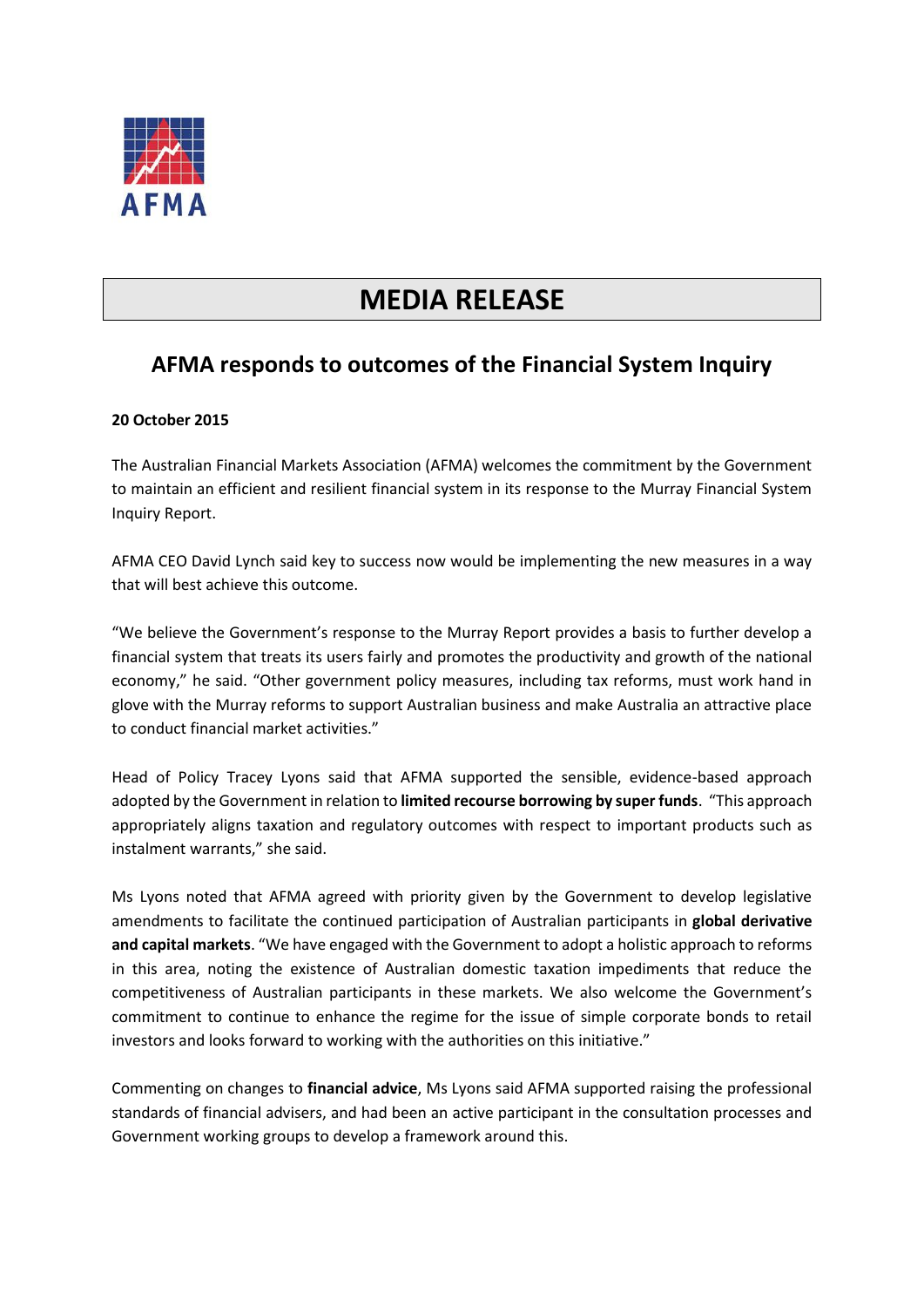AFMA

# MEDIA RELEASE

## AFMA responds to outcomes of the Financial System Inquiry

**20 October 2015**

The Australian Financial Markets Association (AFMA) welcomes the commitment by the Government to maintain an efficient and resilient financial system in its response to the Murray Financial System Inquiry Report.

AFMA CEO David Lynch said key to success now would be implementing the new measures in a way that will best achieve this outcome.

"We believe the Government's response to the Murray Report provides a basis to further develop a financial system that treats its users fairly and promotes the productivity and growth of the national economy," he said. "Other government policy measures, including tax reforms, must work hand in glove with the Murray reforms to support Australian business and make Australia an attractive place to conduct financial market activities."

Head of Policy Tracey Lyons said that AFMA supported the sensible, evidence-based approach adopted by the Government in relation to **limited recourse borrowing by super funds**. "This approach appropriately aligns taxation and regulatory outcomes with respect to important products such as instalment warrants," she said.

Ms Lyons noted that AFMA agreed with priority given by the Government to develop legislative amendments to facilitate the continued participation of Australian participants in **global derivative and capital markets**. "We have engaged with the Government to adopt a holistic approach to reforms in this area, noting the existence of Australian domestic taxation impediments that reduce the competitiveness of Australian participants in these markets. We also welcome the Government's commitment to continue to enhance the regime for the issue of simple corporate bonds to retail investors and looks forward to working with the authorities on this initiative."

Commenting on changes to **financial advice**, Ms Lyons said AFMA supported raising the professional standards of financial advisers, and had been an active participant in the consultation processes and Government working groups to develop a framework around this.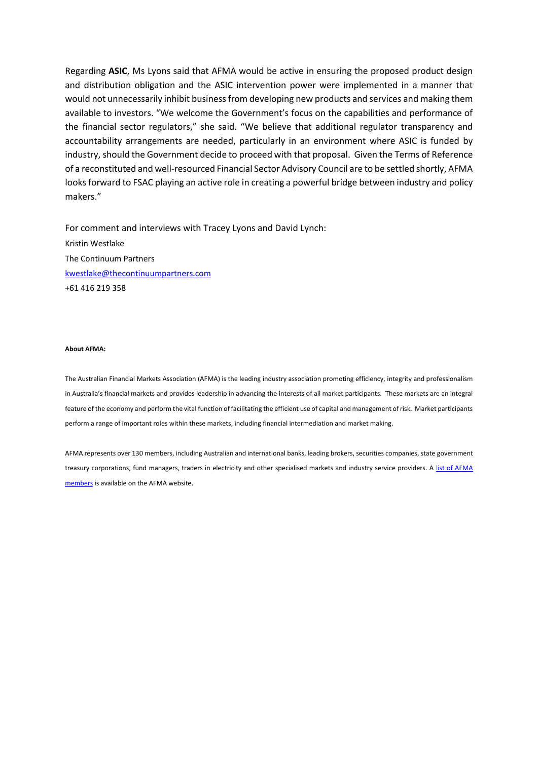Regarding **ASIC**, Ms Lyons said that AFMA would be active in ensuring the proposed product design and distribution obligation and the ASIC intervention power were implemented in a manner that would not unnecessarily inhibit business from developing new products and services and making them available to investors. “We welcome the Government’s focus on the capabilities and performance of the financial sector regulators,” she said. “We believe that additional regulator transparency and accountability arrangements are needed, particularly in an environment where ASIC is funded by industry, should the Government decide to proceed with that proposal. Given the Terms of Reference of a reconstituted and well-resourced Financial Sector Advisory Council are to be settled shortly, AFMA looks forward to FSAC playing an active role in creating a powerful bridge between industry and policy makers.”

For comment and interviews with Tracey Lyons and David Lynch:
Kristin Westlake
The Continuum Partners
kwestlake@thecontinuumpartners.com
+61 416 219 358

**About AFMA:**

The Australian Financial Markets Association (AFMA) is the leading industry association promoting efficiency, integrity and professionalism in Australia’s financial markets and provides leadership in advancing the interests of all market participants. These markets are an integral feature of the economy and perform the vital function of facilitating the efficient use of capital and management of risk. Market participants perform a range of important roles within these markets, including financial intermediation and market making.

AFMA represents over 130 members, including Australian and international banks, leading brokers, securities companies, state government treasury corporations, fund managers, traders in electricity and other specialised markets and industry service providers. A list of AFMA members is available on the AFMA website.